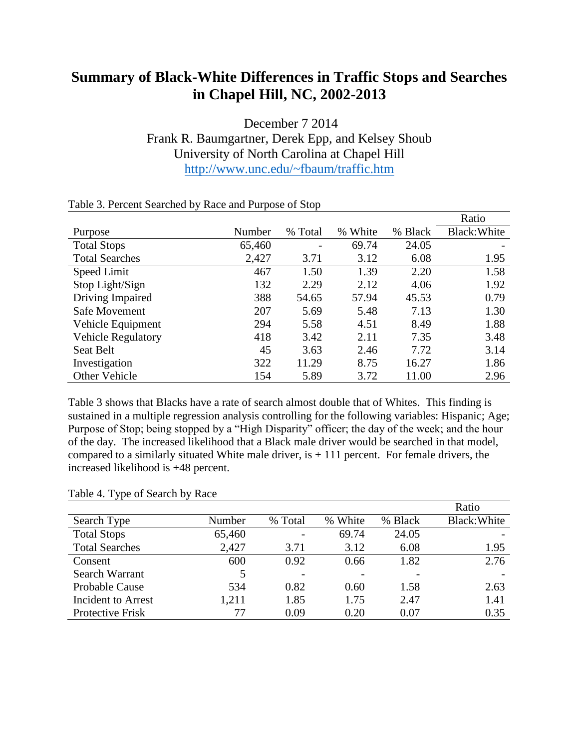# Summary of Black-White Differences in Traffic Stops and Searches in Chapel Hill, NC, 2002-2013

December 7 2014

Frank R. Baumgartner, Derek Epp, and Kelsey Shoub

University of North Carolina at Chapel Hill

http://www.unc.edu/~fbaum/traffic.htm

Table 3. Percent Searched by Race and Purpose of Stop

| Purpose | Number | % Total | % White | % Black | Ratio Black:White |
|---|---|---|---|---|---|
| Total Stops | 65,460 | - | 69.74 | 24.05 | - |
| Total Searches | 2,427 | 3.71 | 3.12 | 6.08 | 1.95 |
| Speed Limit | 467 | 1.50 | 1.39 | 2.20 | 1.58 |
| Stop Light/Sign | 132 | 2.29 | 2.12 | 4.06 | 1.92 |
| Driving Impaired | 388 | 54.65 | 57.94 | 45.53 | 0.79 |
| Safe Movement | 207 | 5.69 | 5.48 | 7.13 | 1.30 |
| Vehicle Equipment | 294 | 5.58 | 4.51 | 8.49 | 1.88 |
| Vehicle Regulatory | 418 | 3.42 | 2.11 | 7.35 | 3.48 |
| Seat Belt | 45 | 3.63 | 2.46 | 7.72 | 3.14 |
| Investigation | 322 | 11.29 | 8.75 | 16.27 | 1.86 |
| Other Vehicle | 154 | 5.89 | 3.72 | 11.00 | 2.96 |

Table 3 shows that Blacks have a rate of search almost double that of Whites. This finding is sustained in a multiple regression analysis controlling for the following variables: Hispanic; Age; Purpose of Stop; being stopped by a "High Disparity" officer; the day of the week; and the hour of the day. The increased likelihood that a Black male driver would be searched in that model, compared to a similarly situated White male driver, is + 111 percent. For female drivers, the increased likelihood is +48 percent.

Table 4. Type of Search by Race

| Search Type | Number | % Total | % White | % Black | Ratio Black:White |
|---|---|---|---|---|---|
| Total Stops | 65,460 | - | 69.74 | 24.05 | - |
| Total Searches | 2,427 | 3.71 | 3.12 | 6.08 | 1.95 |
| Consent | 600 | 0.92 | 0.66 | 1.82 | 2.76 |
| Search Warrant | 5 | - | - | - | - |
| Probable Cause | 534 | 0.82 | 0.60 | 1.58 | 2.63 |
| Incident to Arrest | 1,211 | 1.85 | 1.75 | 2.47 | 1.41 |
| Protective Frisk | 77 | 0.09 | 0.20 | 0.07 | 0.35 |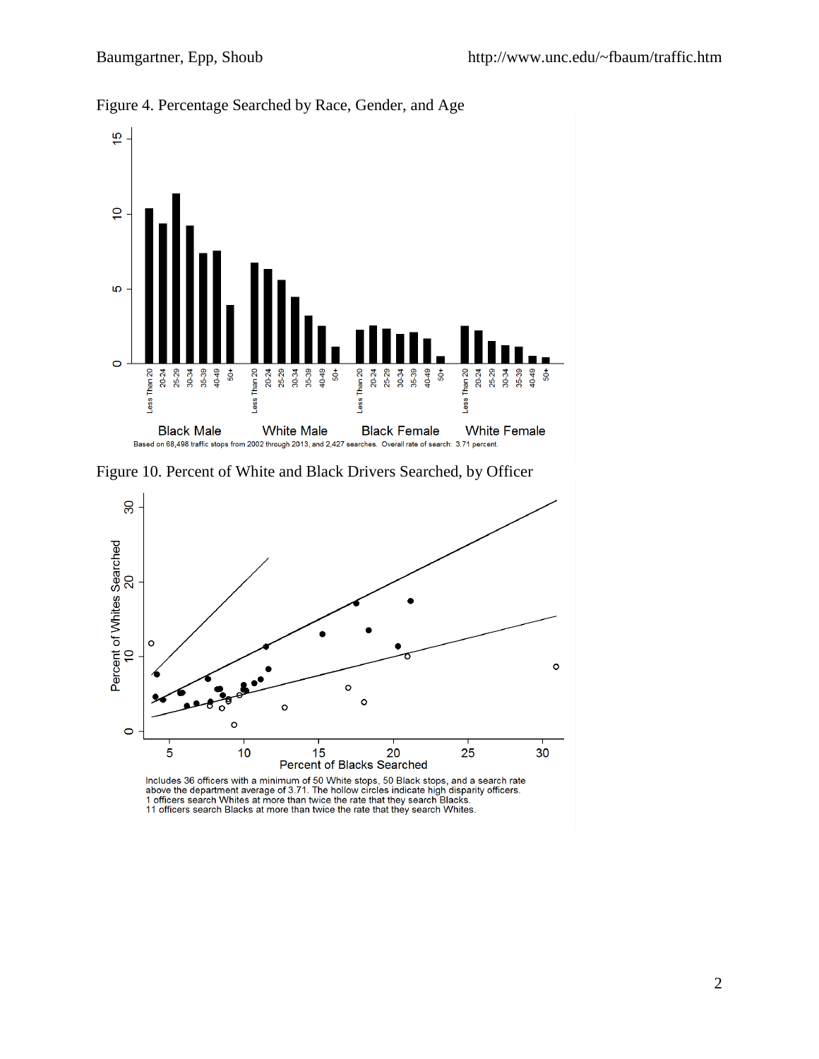Figure 4. Percentage Searched by Race, Gender, and Age

15

10

5

0

Less Than 20
20-24
25-29
30-34
35-39
40-49
50+

Black Male

White Male

Black Female

White Female

Based on 68,498 traffic stops from 2002 through 2013, and 2,427 searches. Overall rate of search: 3.71 percent.

Figure 10. Percent of White and Black Drivers Searched, by Officer

Percent of Whites Searched

0
10
20
30

5
10
15
20
25
30

Percent of Blacks Searched

Includes 36 officers with a minimum of 50 White stops, 50 Black stops, and a search rate above the department average of 3.71. The hollow circles indicate high disparity officers.
1 officers search Whites at more than twice the rate that they search Blacks.
11 officers search Blacks at more than twice the rate that they search Whites.